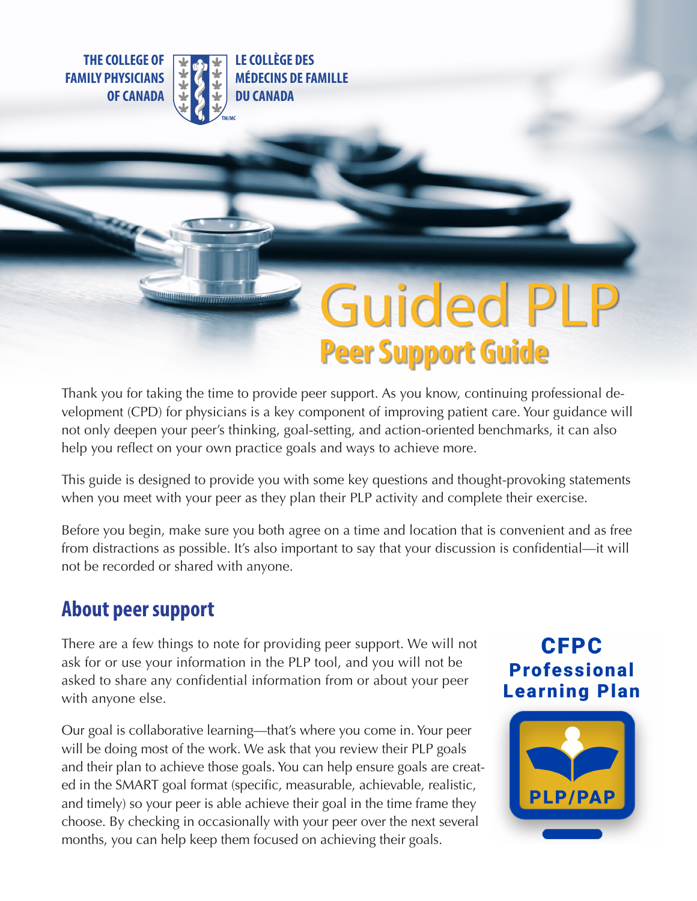THE COLLEGE OF FAMILY PHYSICIANS OF CANADA

LE COLLÈGE DES MÉDECINS DE FAMILLE DU CANADA

# Guided PLP

## Peer Support Guide

Thank you for taking the time to provide peer support. As you know, continuing professional development (CPD) for physicians is a key component of improving patient care. Your guidance will not only deepen your peer's thinking, goal-setting, and action-oriented benchmarks, it can also help you reflect on your own practice goals and ways to achieve more.

This guide is designed to provide you with some key questions and thought-provoking statements when you meet with your peer as they plan their PLP activity and complete their exercise.

Before you begin, make sure you both agree on a time and location that is convenient and as free from distractions as possible. It's also important to say that your discussion is confidential—it will not be recorded or shared with anyone.

## About peer support

There are a few things to note for providing peer support. We will not ask for or use your information in the PLP tool, and you will not be asked to share any confidential information from or about your peer with anyone else.

Our goal is collaborative learning—that's where you come in. Your peer will be doing most of the work. We ask that you review their PLP goals and their plan to achieve those goals. You can help ensure goals are created in the SMART goal format (specific, measurable, achievable, realistic, and timely) so your peer is able achieve their goal in the time frame they choose. By checking in occasionally with your peer over the next several months, you can help keep them focused on achieving their goals.

**CFPC Professional Learning Plan**

PLP/PAP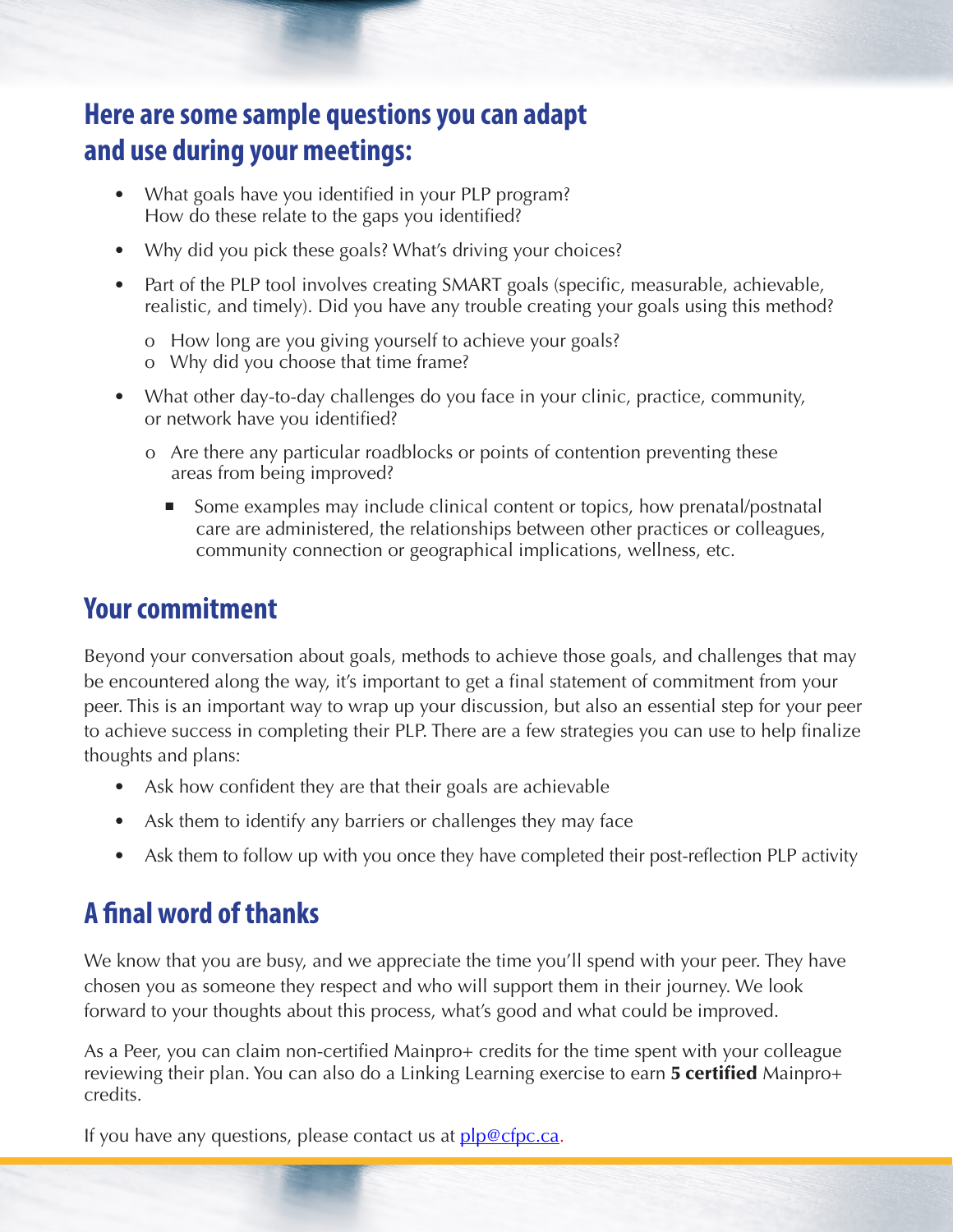## Here are some sample questions you can adapt and use during your meetings:

- What goals have you identified in your PLP program? How do these relate to the gaps you identified?
- Why did you pick these goals? What's driving your choices?
- Part of the PLP tool involves creating SMART goals (specific, measurable, achievable, realistic, and timely). Did you have any trouble creating your goals using this method?
  - How long are you giving yourself to achieve your goals?
  - Why did you choose that time frame?
- What other day-to-day challenges do you face in your clinic, practice, community, or network have you identified?
  - Are there any particular roadblocks or points of contention preventing these areas from being improved?
    - Some examples may include clinical content or topics, how prenatal/postnatal care are administered, the relationships between other practices or colleagues, community connection or geographical implications, wellness, etc.

## Your commitment

Beyond your conversation about goals, methods to achieve those goals, and challenges that may be encountered along the way, it's important to get a final statement of commitment from your peer. This is an important way to wrap up your discussion, but also an essential step for your peer to achieve success in completing their PLP. There are a few strategies you can use to help finalize thoughts and plans:

- Ask how confident they are that their goals are achievable
- Ask them to identify any barriers or challenges they may face
- Ask them to follow up with you once they have completed their post-reflection PLP activity

## A final word of thanks

We know that you are busy, and we appreciate the time you'll spend with your peer. They have chosen you as someone they respect and who will support them in their journey. We look forward to your thoughts about this process, what's good and what could be improved.

As a Peer, you can claim non-certified Mainpro+ credits for the time spent with your colleague reviewing their plan. You can also do a Linking Learning exercise to earn **5 certified** Mainpro+ credits.

If you have any questions, please contact us at plp@cfpc.ca.